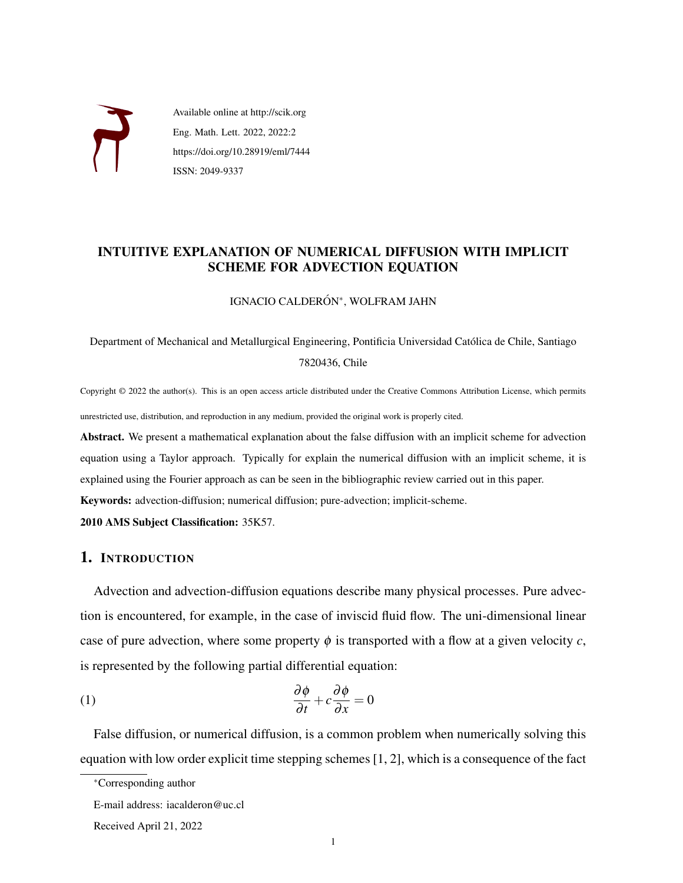Available online at http://scik.org

Eng. Math. Lett. 2022, 2022:2

https://doi.org/10.28919/eml/7444

ISSN: 2049-9337

# INTUITIVE EXPLANATION OF NUMERICAL DIFFUSION WITH IMPLICIT SCHEME FOR ADVECTION EQUATION

IGNACIO CALDERÓN*, WOLFRAM JAHN

Department of Mechanical and Metallurgical Engineering, Pontificia Universidad Católica de Chile, Santiago 7820436, Chile

Copyright © 2022 the author(s). This is an open access article distributed under the Creative Commons Attribution License, which permits unrestricted use, distribution, and reproduction in any medium, provided the original work is properly cited.

**Abstract.** We present a mathematical explanation about the false diffusion with an implicit scheme for advection equation using a Taylor approach. Typically for explain the numerical diffusion with an implicit scheme, it is explained using the Fourier approach as can be seen in the bibliographic review carried out in this paper.

**Keywords:** advection-diffusion; numerical diffusion; pure-advection; implicit-scheme.

**2010 AMS Subject Classification:** 35K57.

## 1. Introduction

Advection and advection-diffusion equations describe many physical processes. Pure advection is encountered, for example, in the case of inviscid fluid flow. The uni-dimensional linear case of pure advection, where some property $\phi$ is transported with a flow at a given velocity $c$, is represented by the following partial differential equation:

$$\frac{\partial \phi}{\partial t} + c\frac{\partial \phi}{\partial x} = 0 \tag{1}$$

False diffusion, or numerical diffusion, is a common problem when numerically solving this equation with low order explicit time stepping schemes [1, 2], which is a consequence of the fact

*Corresponding author

E-mail address: iacalderon@uc.cl

Received April 21, 2022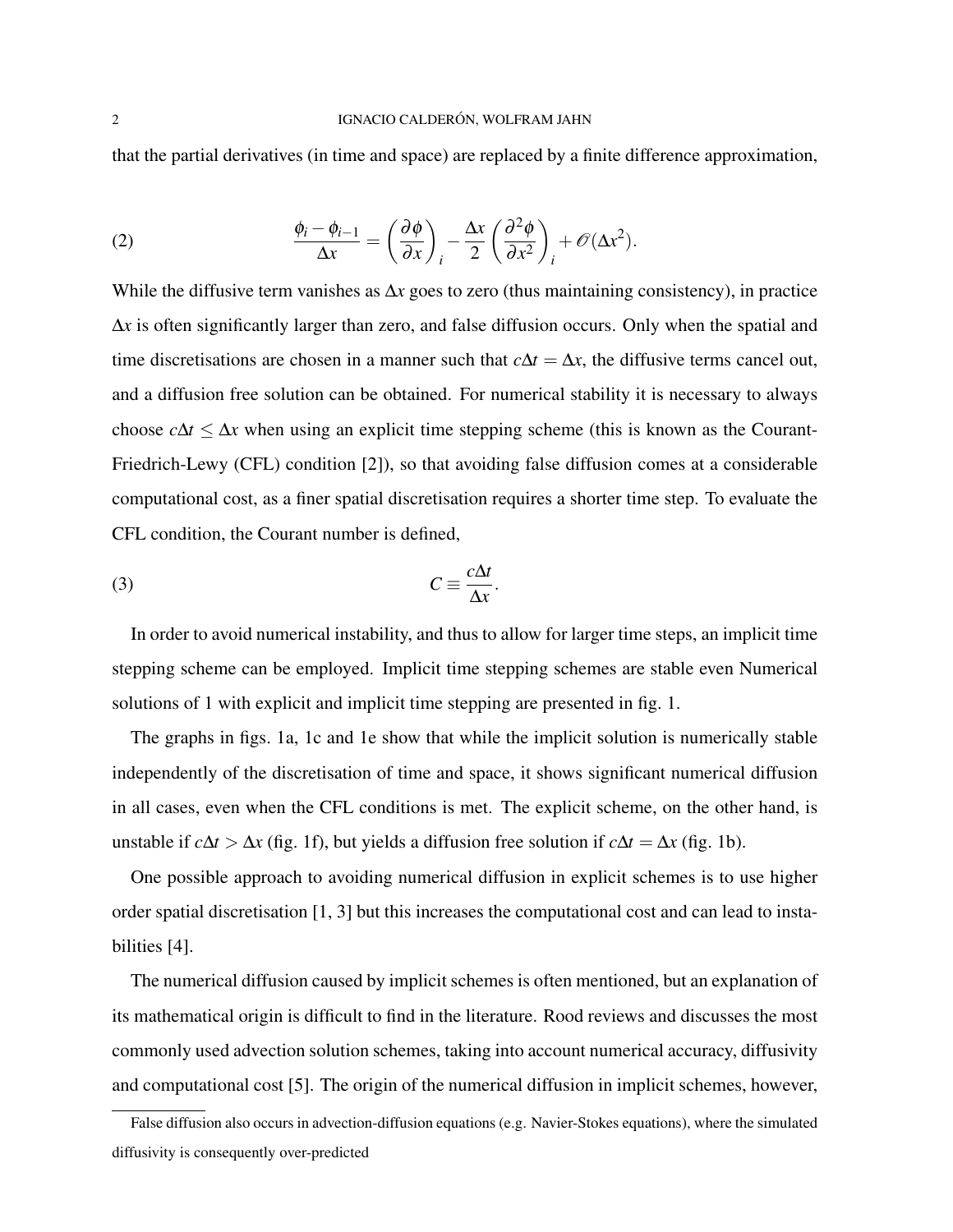that the partial derivatives (in time and space) are replaced by a finite difference approximation,

$$\frac{\phi_i - \phi_{i-1}}{\Delta x} = \left(\frac{\partial \phi}{\partial x}\right)_i - \frac{\Delta x}{2}\left(\frac{\partial^2 \phi}{\partial x^2}\right)_i + \mathscr{O}(\Delta x^2). \tag{2}$$

While the diffusive term vanishes as $\Delta x$ goes to zero (thus maintaining consistency), in practice $\Delta x$ is often significantly larger than zero, and false diffusion occurs. Only when the spatial and time discretisations are chosen in a manner such that $c\Delta t = \Delta x$, the diffusive terms cancel out, and a diffusion free solution can be obtained. For numerical stability it is necessary to always choose $c\Delta t \leq \Delta x$ when using an explicit time stepping scheme (this is known as the Courant-Friedrich-Lewy (CFL) condition [2]), so that avoiding false diffusion comes at a considerable computational cost, as a finer spatial discretisation requires a shorter time step. To evaluate the CFL condition, the Courant number is defined,

$$C \equiv \frac{c\Delta t}{\Delta x}. \tag{3}$$

In order to avoid numerical instability, and thus to allow for larger time steps, an implicit time stepping scheme can be employed. Implicit time stepping schemes are stable even Numerical solutions of 1 with explicit and implicit time stepping are presented in fig. 1.

The graphs in figs. 1a, 1c and 1e show that while the implicit solution is numerically stable independently of the discretisation of time and space, it shows significant numerical diffusion in all cases, even when the CFL conditions is met. The explicit scheme, on the other hand, is unstable if $c\Delta t > \Delta x$ (fig. 1f), but yields a diffusion free solution if $c\Delta t = \Delta x$ (fig. 1b).

One possible approach to avoiding numerical diffusion in explicit schemes is to use higher order spatial discretisation [1, 3] but this increases the computational cost and can lead to instabilities [4].

The numerical diffusion caused by implicit schemes is often mentioned, but an explanation of its mathematical origin is difficult to find in the literature. Rood reviews and discusses the most commonly used advection solution schemes, taking into account numerical accuracy, diffusivity and computational cost [5]. The origin of the numerical diffusion in implicit schemes, however,

False diffusion also occurs in advection-diffusion equations (e.g. Navier-Stokes equations), where the simulated diffusivity is consequently over-predicted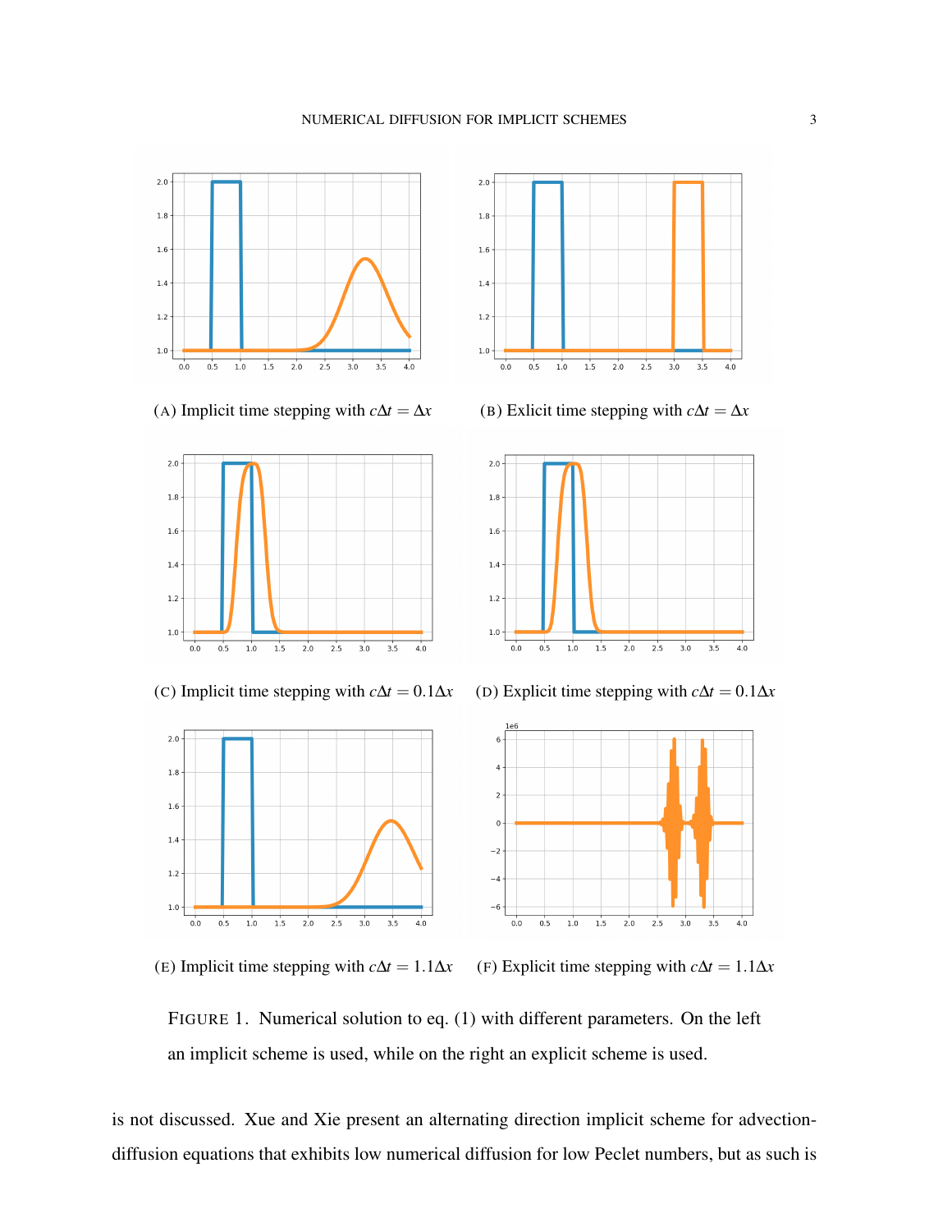(A) Implicit time stepping with $c\Delta t = \Delta x$

(B) Exlicit time stepping with $c\Delta t = \Delta x$

(C) Implicit time stepping with $c\Delta t = 0.1\Delta x$

(D) Explicit time stepping with $c\Delta t = 0.1\Delta x$

(E) Implicit time stepping with $c\Delta t = 1.1\Delta x$

(F) Explicit time stepping with $c\Delta t = 1.1\Delta x$

FIGURE 1. Numerical solution to eq. (1) with different parameters. On the left an implicit scheme is used, while on the right an explicit scheme is used.

is not discussed. Xue and Xie present an alternating direction implicit scheme for advection-diffusion equations that exhibits low numerical diffusion for low Peclet numbers, but as such is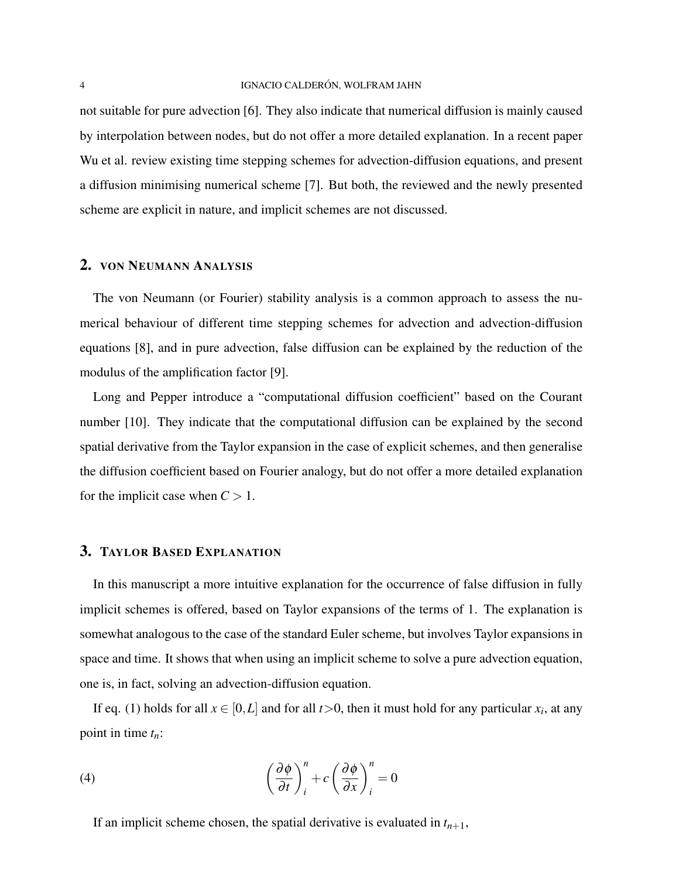not suitable for pure advection [6]. They also indicate that numerical diffusion is mainly caused by interpolation between nodes, but do not offer a more detailed explanation. In a recent paper Wu et al. review existing time stepping schemes for advection-diffusion equations, and present a diffusion minimising numerical scheme [7]. But both, the reviewed and the newly presented scheme are explicit in nature, and implicit schemes are not discussed.

## 2. VON NEUMANN ANALYSIS

The von Neumann (or Fourier) stability analysis is a common approach to assess the numerical behaviour of different time stepping schemes for advection and advection-diffusion equations [8], and in pure advection, false diffusion can be explained by the reduction of the modulus of the amplification factor [9].

Long and Pepper introduce a "computational diffusion coefficient" based on the Courant number [10]. They indicate that the computational diffusion can be explained by the second spatial derivative from the Taylor expansion in the case of explicit schemes, and then generalise the diffusion coefficient based on Fourier analogy, but do not offer a more detailed explanation for the implicit case when $C > 1$.

## 3. TAYLOR BASED EXPLANATION

In this manuscript a more intuitive explanation for the occurrence of false diffusion in fully implicit schemes is offered, based on Taylor expansions of the terms of 1. The explanation is somewhat analogous to the case of the standard Euler scheme, but involves Taylor expansions in space and time. It shows that when using an implicit scheme to solve a pure advection equation, one is, in fact, solving an advection-diffusion equation.

If eq. (1) holds for all $x \in [0,L]$ and for all $t>0$, then it must hold for any particular $x_i$, at any point in time $t_n$:

$$\left(\frac{\partial \phi}{\partial t}\right)_i^n + c\left(\frac{\partial \phi}{\partial x}\right)_i^n = 0 \tag{4}$$

If an implicit scheme chosen, the spatial derivative is evaluated in $t_{n+1}$,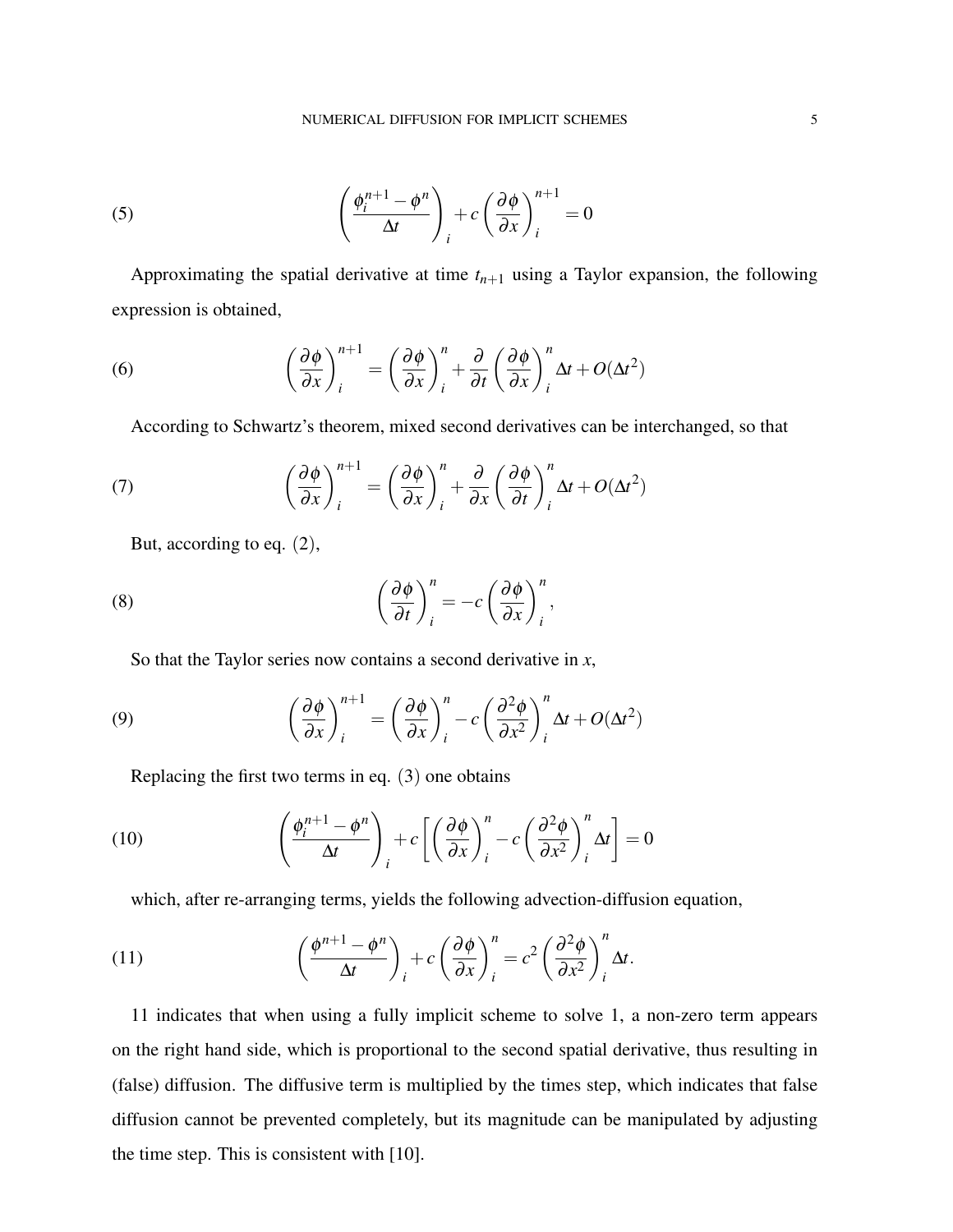$$\left(\frac{\phi_i^{n+1} - \phi^n}{\Delta t}\right)_i + c\left(\frac{\partial \phi}{\partial x}\right)_i^{n+1} = 0 \tag{5}$$

Approximating the spatial derivative at time $t_{n+1}$ using a Taylor expansion, the following expression is obtained,

$$\left(\frac{\partial \phi}{\partial x}\right)_i^{n+1} = \left(\frac{\partial \phi}{\partial x}\right)_i^n + \frac{\partial}{\partial t}\left(\frac{\partial \phi}{\partial x}\right)_i^n \Delta t + O(\Delta t^2) \tag{6}$$

According to Schwartz's theorem, mixed second derivatives can be interchanged, so that

$$\left(\frac{\partial \phi}{\partial x}\right)_i^{n+1} = \left(\frac{\partial \phi}{\partial x}\right)_i^n + \frac{\partial}{\partial x}\left(\frac{\partial \phi}{\partial t}\right)_i^n \Delta t + O(\Delta t^2) \tag{7}$$

But, according to eq. (2),

$$\left(\frac{\partial \phi}{\partial t}\right)_i^n = -c\left(\frac{\partial \phi}{\partial x}\right)_i^n, \tag{8}$$

So that the Taylor series now contains a second derivative in $x$,

$$\left(\frac{\partial \phi}{\partial x}\right)_i^{n+1} = \left(\frac{\partial \phi}{\partial x}\right)_i^n - c\left(\frac{\partial^2 \phi}{\partial x^2}\right)_i^n \Delta t + O(\Delta t^2) \tag{9}$$

Replacing the first two terms in eq. (3) one obtains

$$\left(\frac{\phi_i^{n+1} - \phi^n}{\Delta t}\right)_i + c\left[\left(\frac{\partial \phi}{\partial x}\right)_i^n - c\left(\frac{\partial^2 \phi}{\partial x^2}\right)_i^n \Delta t\right] = 0 \tag{10}$$

which, after re-arranging terms, yields the following advection-diffusion equation,

$$\left(\frac{\phi^{n+1} - \phi^n}{\Delta t}\right)_i + c\left(\frac{\partial \phi}{\partial x}\right)_i^n = c^2\left(\frac{\partial^2 \phi}{\partial x^2}\right)_i^n \Delta t. \tag{11}$$

11 indicates that when using a fully implicit scheme to solve 1, a non-zero term appears on the right hand side, which is proportional to the second spatial derivative, thus resulting in (false) diffusion. The diffusive term is multiplied by the times step, which indicates that false diffusion cannot be prevented completely, but its magnitude can be manipulated by adjusting the time step. This is consistent with [10].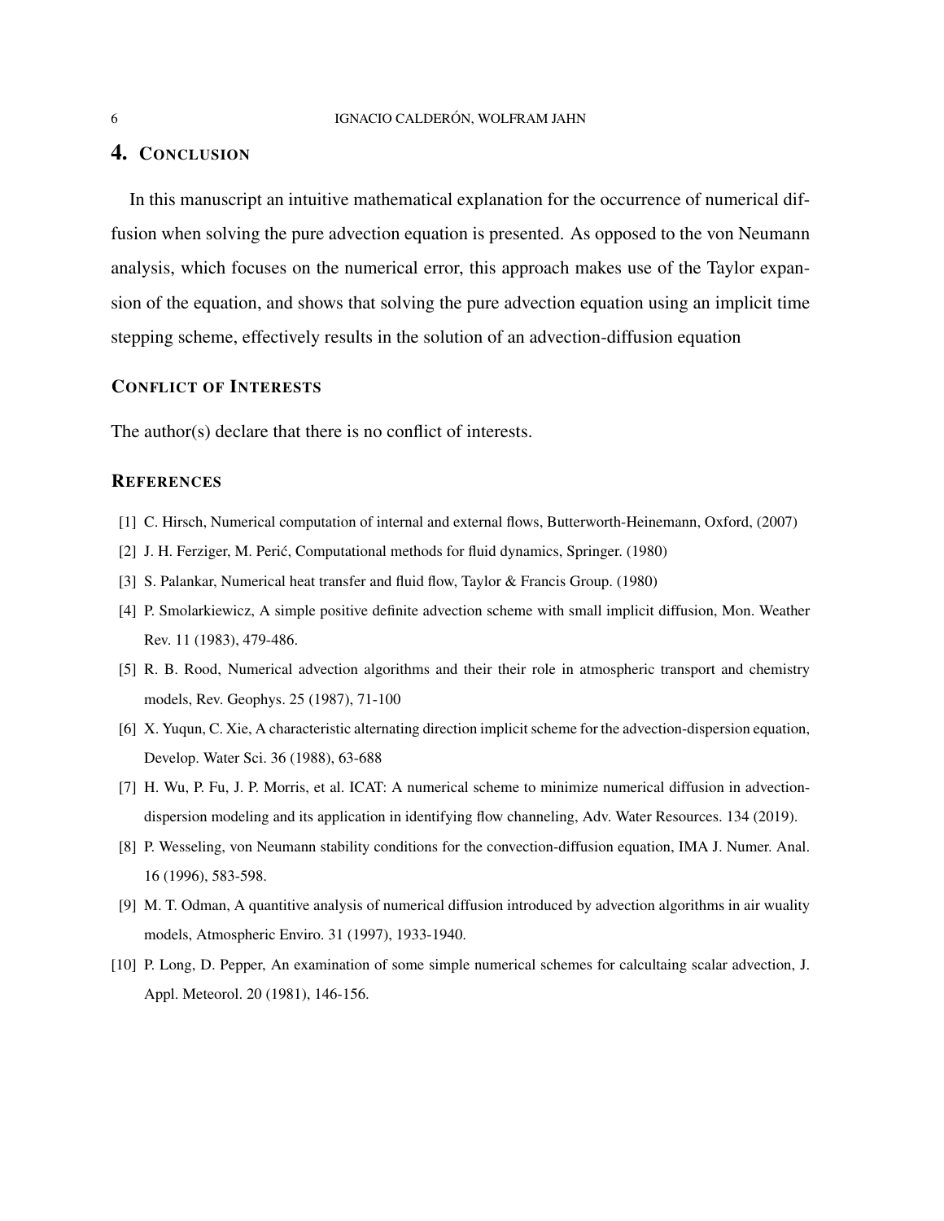## 4. Conclusion

In this manuscript an intuitive mathematical explanation for the occurrence of numerical diffusion when solving the pure advection equation is presented. As opposed to the von Neumann analysis, which focuses on the numerical error, this approach makes use of the Taylor expansion of the equation, and shows that solving the pure advection equation using an implicit time stepping scheme, effectively results in the solution of an advection-diffusion equation

### Conflict of Interests

The author(s) declare that there is no conflict of interests.

### References

[1] C. Hirsch, Numerical computation of internal and external flows, Butterworth-Heinemann, Oxford, (2007)

[2] J. H. Ferziger, M. Perić, Computational methods for fluid dynamics, Springer. (1980)

[3] S. Palankar, Numerical heat transfer and fluid flow, Taylor & Francis Group. (1980)

[4] P. Smolarkiewicz, A simple positive definite advection scheme with small implicit diffusion, Mon. Weather Rev. 11 (1983), 479-486.

[5] R. B. Rood, Numerical advection algorithms and their their role in atmospheric transport and chemistry models, Rev. Geophys. 25 (1987), 71-100

[6] X. Yuqun, C. Xie, A characteristic alternating direction implicit scheme for the advection-dispersion equation, Develop. Water Sci. 36 (1988), 63-688

[7] H. Wu, P. Fu, J. P. Morris, et al. ICAT: A numerical scheme to minimize numerical diffusion in advection-dispersion modeling and its application in identifying flow channeling, Adv. Water Resources. 134 (2019).

[8] P. Wesseling, von Neumann stability conditions for the convection-diffusion equation, IMA J. Numer. Anal. 16 (1996), 583-598.

[9] M. T. Odman, A quantitive analysis of numerical diffusion introduced by advection algorithms in air wuality models, Atmospheric Enviro. 31 (1997), 1933-1940.

[10] P. Long, D. Pepper, An examination of some simple numerical schemes for calcultaing scalar advection, J. Appl. Meteorol. 20 (1981), 146-156.